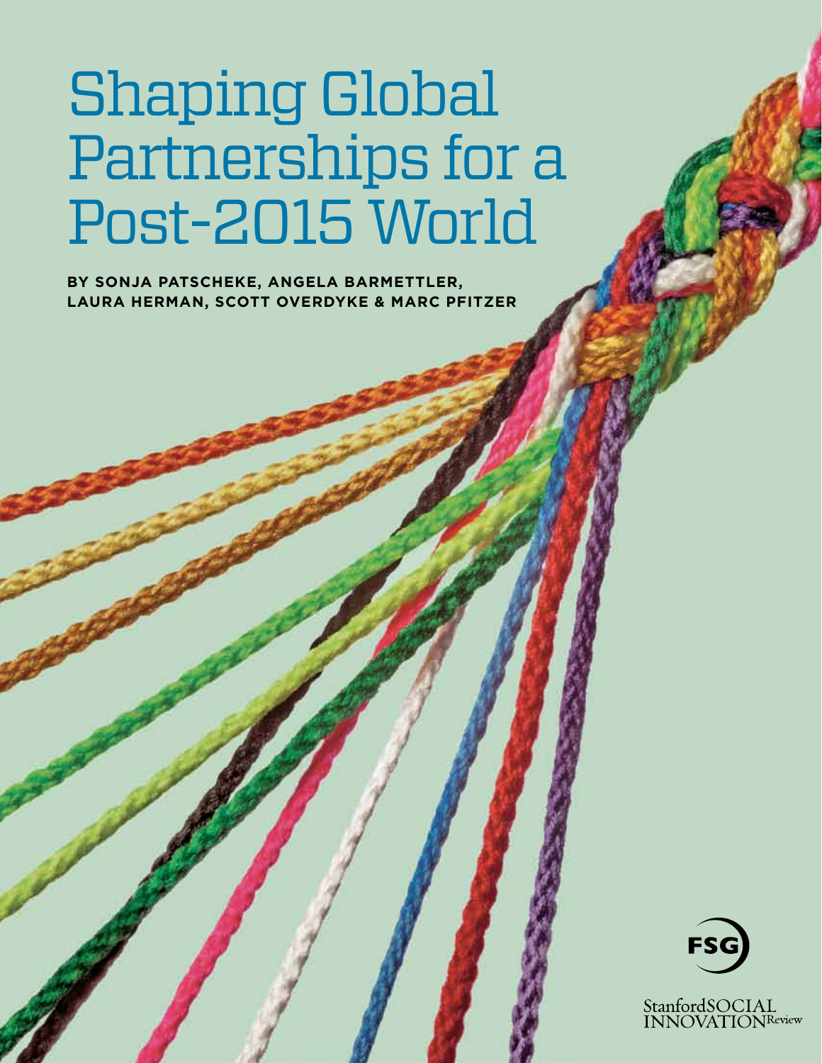# Shaping Global Partnerships for a Post-2015 World

**BY SONJA PATSCHEKE, ANGELA BARMETTLER, LAURA HERMAN, SCOTT OVERDYKE & MARC PFITZER**

FSG

Stanford SOCIAL INNOVATION Review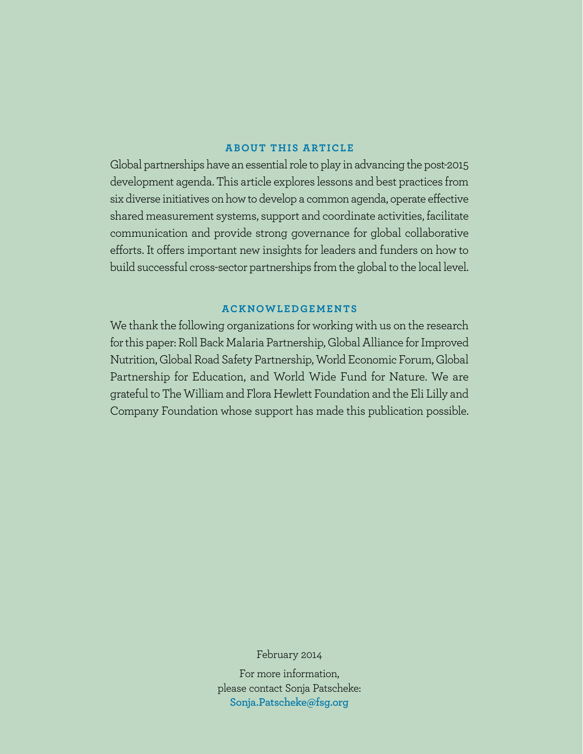## ABOUT THIS ARTICLE

Global partnerships have an essential role to play in advancing the post-2015 development agenda. This article explores lessons and best practices from six diverse initiatives on how to develop a common agenda, operate effective shared measurement systems, support and coordinate activities, facilitate communication and provide strong governance for global collaborative efforts. It offers important new insights for leaders and funders on how to build successful cross-sector partnerships from the global to the local level.

## ACKNOWLEDGEMENTS

We thank the following organizations for working with us on the research for this paper: Roll Back Malaria Partnership, Global Alliance for Improved Nutrition, Global Road Safety Partnership, World Economic Forum, Global Partnership for Education, and World Wide Fund for Nature. We are grateful to The William and Flora Hewlett Foundation and the Eli Lilly and Company Foundation whose support has made this publication possible.

February 2014

For more information,
please contact Sonja Patscheke:
**Sonja.Patscheke@fsg.org**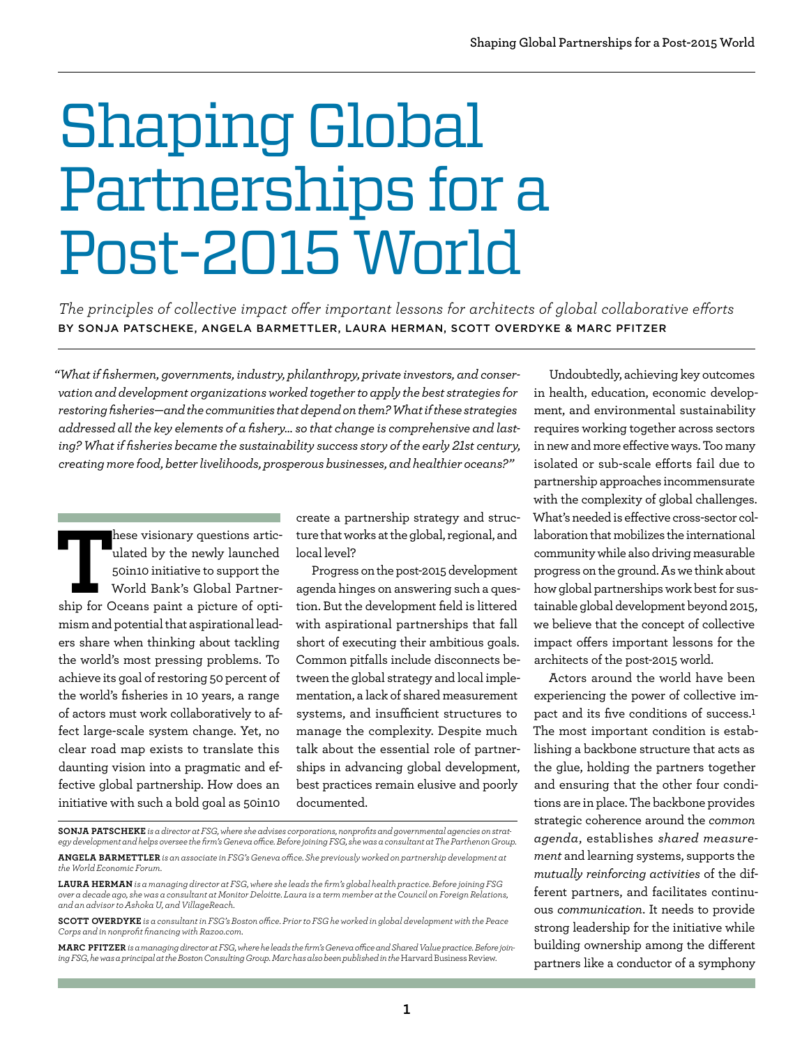# Shaping Global Partnerships for a Post-2015 World

*The principles of collective impact offer important lessons for architects of global collaborative efforts*

BY SONJA PATSCHEKE, ANGELA BARMETTLER, LAURA HERMAN, SCOTT OVERDYKE & MARC PFITZER

*"What if fishermen, governments, industry, philanthropy, private investors, and conservation and development organizations worked together to apply the best strategies for restoring fisheries—and the communities that depend on them? What if these strategies addressed all the key elements of a fishery… so that change is comprehensive and lasting? What if fisheries became the sustainability success story of the early 21st century, creating more food, better livelihoods, prosperous businesses, and healthier oceans?"*

These visionary questions articulated by the newly launched 50in10 initiative to support the World Bank's Global Partnership for Oceans paint a picture of optimism and potential that aspirational leaders share when thinking about tackling the world's most pressing problems. To achieve its goal of restoring 50 percent of the world's fisheries in 10 years, a range of actors must work collaboratively to affect large-scale system change. Yet, no clear road map exists to translate this daunting vision into a pragmatic and effective global partnership. How does an initiative with such a bold goal as 50in10 create a partnership strategy and structure that works at the global, regional, and local level?

Progress on the post-2015 development agenda hinges on answering such a question. But the development field is littered with aspirational partnerships that fall short of executing their ambitious goals. Common pitfalls include disconnects between the global strategy and local implementation, a lack of shared measurement systems, and insufficient structures to manage the complexity. Despite much talk about the essential role of partnerships in advancing global development, best practices remain elusive and poorly documented.

Undoubtedly, achieving key outcomes in health, education, economic development, and environmental sustainability requires working together across sectors in new and more effective ways. Too many isolated or sub-scale efforts fail due to partnership approaches incommensurate with the complexity of global challenges. What's needed is effective cross-sector collaboration that mobilizes the international community while also driving measurable progress on the ground. As we think about how global partnerships work best for sustainable global development beyond 2015, we believe that the concept of collective impact offers important lessons for the architects of the post-2015 world.

Actors around the world have been experiencing the power of collective impact and its five conditions of success.[1] The most important condition is establishing a backbone structure that acts as the glue, holding the partners together and ensuring that the other four conditions are in place. The backbone provides strategic coherence around the *common agenda*, establishes *shared measurement* and learning systems, supports the *mutually reinforcing activities* of the different partners, and facilitates continuous *communication*. It needs to provide strong leadership for the initiative while building ownership among the different partners like a conductor of a symphony

---

**SONJA PATSCHEKE** *is a director at FSG, where she advises corporations, nonprofits and governmental agencies on strategy development and helps oversee the firm's Geneva office. Before joining FSG, she was a consultant at The Parthenon Group.*

**ANGELA BARMETTLER** *is an associate in FSG's Geneva office. She previously worked on partnership development at the World Economic Forum.*

**LAURA HERMAN** *is a managing director at FSG, where she leads the firm's global health practice. Before joining FSG over a decade ago, she was a consultant at Monitor Deloitte. Laura is a term member at the Council on Foreign Relations, and an advisor to Ashoka U, and VillageReach.*

**SCOTT OVERDYKE** *is a consultant in FSG's Boston office. Prior to FSG he worked in global development with the Peace Corps and in nonprofit financing with Razoo.com.*

**MARC PFITZER** *is a managing director at FSG, where he leads the firm's Geneva office and Shared Value practice. Before joining FSG, he was a principal at the Boston Consulting Group. Marc has also been published in the* Harvard Business Review.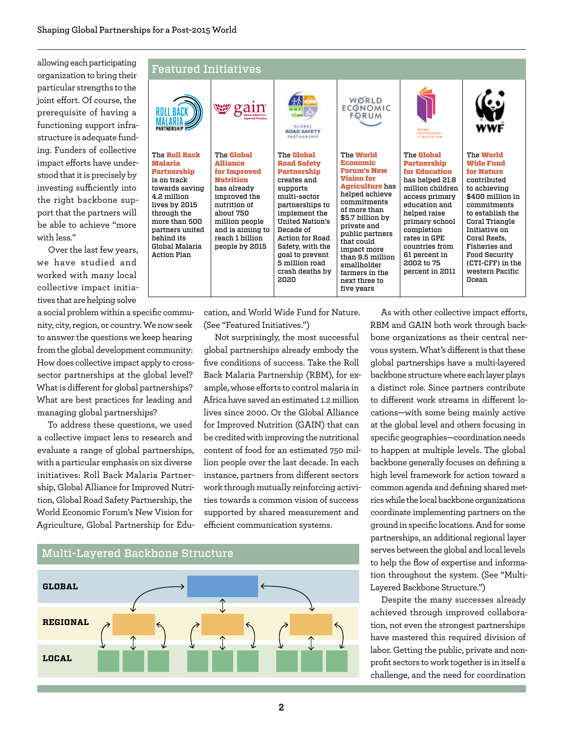allowing each participating organization to bring their particular strengths to the joint effort. Of course, the prerequisite of having a functioning support infrastructure is adequate funding. Funders of collective impact efforts have understood that it is precisely by investing sufficiently into the right backbone support that the partners will be able to achieve "more with less."

Over the last few years, we have studied and worked with many local collective impact initiatives that are helping solve a social problem within a specific community, city, region, or country. We now seek to answer the questions we keep hearing from the global development community: How does collective impact apply to cross-sector partnerships at the global level? What is different for global partnerships? What are best practices for leading and managing global partnerships?

To address these questions, we used a collective impact lens to research and evaluate a range of global partnerships, with a particular emphasis on six diverse initiatives: Roll Back Malaria Partnership, Global Alliance for Improved Nutrition, Global Road Safety Partnership, the World Economic Forum's New Vision for Agriculture, Global Partnership for Education, and World Wide Fund for Nature. (See "Featured Initiatives.")

## Featured Initiatives

| Roll Back Malaria Partnership | GAIN | Global Road Safety Partnership | World Economic Forum | Global Partnership for Education | WWF |
|---|---|---|---|---|---|
| The **Roll Back Malaria Partnership** is on track towards saving 4.2 million lives by 2015 through the more than 500 partners united behind its Global Malaria Action Plan | The **Global Alliance for Improved Nutrition** has already improved the nutrition of about 750 million people and is aiming to reach 1 billion people by 2015 | The **Global Road Safety Partnership** creates and supports multi-sector partnerships to implement the United Nation's Decade of Action for Road Safety, with the goal to prevent 5 million road crash deaths by 2020 | The **World Economic Forum's New Vision for Agriculture** has helped achieve commitments of more than $5.7 billion by private and public partners that could impact more than 9.5 million smallholder farmers in the next three to five years | The **Global Partnership for Education** has helped 21.8 million children access primary education and helped raise primary school completion rates in GPE countries from 61 percent in 2002 to 75 percent in 2011 | The **World Wide Fund for Nature** contributed to achieving $400 million in commitments to establish the Coral Triangle Initiative on Coral Reefs, Fisheries and Food Security (CTI-CFF) in the western Pacific Ocean |

Not surprisingly, the most successful global partnerships already embody the five conditions of success. Take the Roll Back Malaria Partnership (RBM), for example, whose efforts to control malaria in Africa have saved an estimated 1.2 million lives since 2000. Or the Global Alliance for Improved Nutrition (GAIN) that can be credited with improving the nutritional content of food for an estimated 750 million people over the last decade. In each instance, partners from different sectors work through mutually reinforcing activities towards a common vision of success supported by shared measurement and efficient communication systems.

## Multi-Layered Backbone Structure

GLOBAL

REGIONAL

LOCAL

As with other collective impact efforts, RBM and GAIN both work through backbone organizations as their central nervous system. What's different is that these global partnerships have a multi-layered backbone structure where each layer plays a distinct role. Since partners contribute to different work streams in different locations—with some being mainly active at the global level and others focusing in specific geographies—coordination needs to happen at multiple levels. The global backbone generally focuses on defining a high level framework for action toward a common agenda and defining shared metrics while the local backbone organizations coordinate implementing partners on the ground in specific locations. And for some partnerships, an additional regional layer serves between the global and local levels to help the flow of expertise and information throughout the system. (See "Multi-Layered Backbone Structure.")

Despite the many successes already achieved through improved collaboration, not even the strongest partnerships have mastered this required division of labor. Getting the public, private and nonprofit sectors to work together is in itself a challenge, and the need for coordination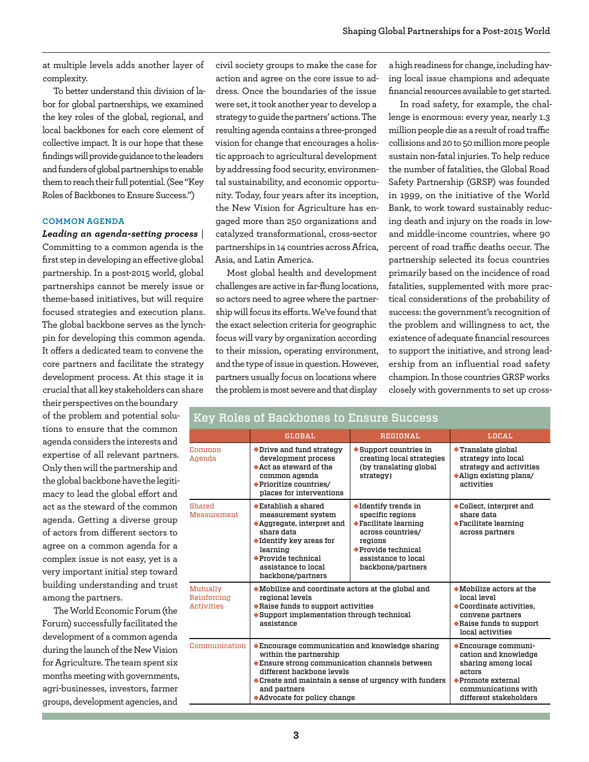at multiple levels adds another layer of complexity.

To better understand this division of labor for global partnerships, we examined the key roles of the global, regional, and local backbones for each core element of collective impact. It is our hope that these findings will provide guidance to the leaders and funders of global partnerships to enable them to reach their full potential. (See "Key Roles of Backbones to Ensure Success.")

### COMMON AGENDA

***Leading an agenda-setting process*** | Committing to a common agenda is the first step in developing an effective global partnership. In a post-2015 world, global partnerships cannot be merely issue or theme-based initiatives, but will require focused strategies and execution plans. The global backbone serves as the lynchpin for developing this common agenda. It offers a dedicated team to convene the core partners and facilitate the strategy development process. At this stage it is crucial that all key stakeholders can share their perspectives on the boundary of the problem and potential solutions to ensure that the common agenda considers the interests and expertise of all relevant partners. Only then will the partnership and the global backbone have the legitimacy to lead the global effort and act as the steward of the common agenda. Getting a diverse group of actors from different sectors to agree on a common agenda for a complex issue is not easy, yet is a very important initial step toward building understanding and trust among the partners.

The World Economic Forum (the Forum) successfully facilitated the development of a common agenda during the launch of the New Vision for Agriculture. The team spent six months meeting with governments, agri-businesses, investors, farmer groups, development agencies, and civil society groups to make the case for action and agree on the core issue to address. Once the boundaries of the issue were set, it took another year to develop a strategy to guide the partners' actions. The resulting agenda contains a three-pronged vision for change that encourages a holistic approach to agricultural development by addressing food security, environmental sustainability, and economic opportunity. Today, four years after its inception, the New Vision for Agriculture has engaged more than 250 organizations and catalyzed transformational, cross-sector partnerships in 14 countries across Africa, Asia, and Latin America.

Most global health and development challenges are active in far-flung locations, so actors need to agree where the partnership will focus its efforts. We've found that the exact selection criteria for geographic focus will vary by organization according to their mission, operating environment, and the type of issue in question. However, partners usually focus on locations where the problem is most severe and that display a high readiness for change, including having local issue champions and adequate financial resources available to get started.

In road safety, for example, the challenge is enormous: every year, nearly 1.3 million people die as a result of road traffic collisions and 20 to 50 million more people sustain non-fatal injuries. To help reduce the number of fatalities, the Global Road Safety Partnership (GRSP) was founded in 1999, on the initiative of the World Bank, to work toward sustainably reducing death and injury on the roads in low- and middle-income countries, where 90 percent of road traffic deaths occur. The partnership selected its focus countries primarily based on the incidence of road fatalities, supplemented with more practical considerations of the probability of success: the government's recognition of the problem and willingness to act, the existence of adequate financial resources to support the initiative, and strong leadership from an influential road safety champion. In those countries GRSP works closely with governments to set up cross-

### Key Roles of Backbones to Ensure Success

| | GLOBAL | REGIONAL | LOCAL |
|---|---|---|---|
| Common Agenda | ◆Drive and fund strategy development process<br>◆Act as steward of the common agenda<br>◆Prioritize countries/places for interventions | ◆Support countries in creating local strategies (by translating global strategy) | ◆Translate global strategy into local strategy and activities<br>◆Align existing plans/activities |
| Shared Measurement | ◆Establish a shared measurement system<br>◆Aggregate, interpret and share data<br>◆Identify key areas for learning<br>◆Provide technical assistance to local backbone/partners | ◆Identify trends in specific regions<br>◆Facilitate learning across countries/regions<br>◆Provide technical assistance to local backbone/partners | ◆Collect, interpret and share data<br>◆Facilitate learning across partners |
| Mutually Reinforcing Activities | ◆Mobilize and coordinate actors at the global and regional levels<br>◆Raise funds to support activities<br>◆Support implementation through technical assistance | | ◆Mobilize actors at the local level<br>◆Coordinate activities, convene partners<br>◆Raise funds to support local activities |
| Communication | ◆Encourage communication and knowledge sharing within the partnership<br>◆Ensure strong communication channels between different backbone levels<br>◆Create and maintain a sense of urgency with funders and partners<br>◆Advocate for policy change | | ◆Encourage communication and knowledge sharing among local actors<br>◆Promote external communications with different stakeholders |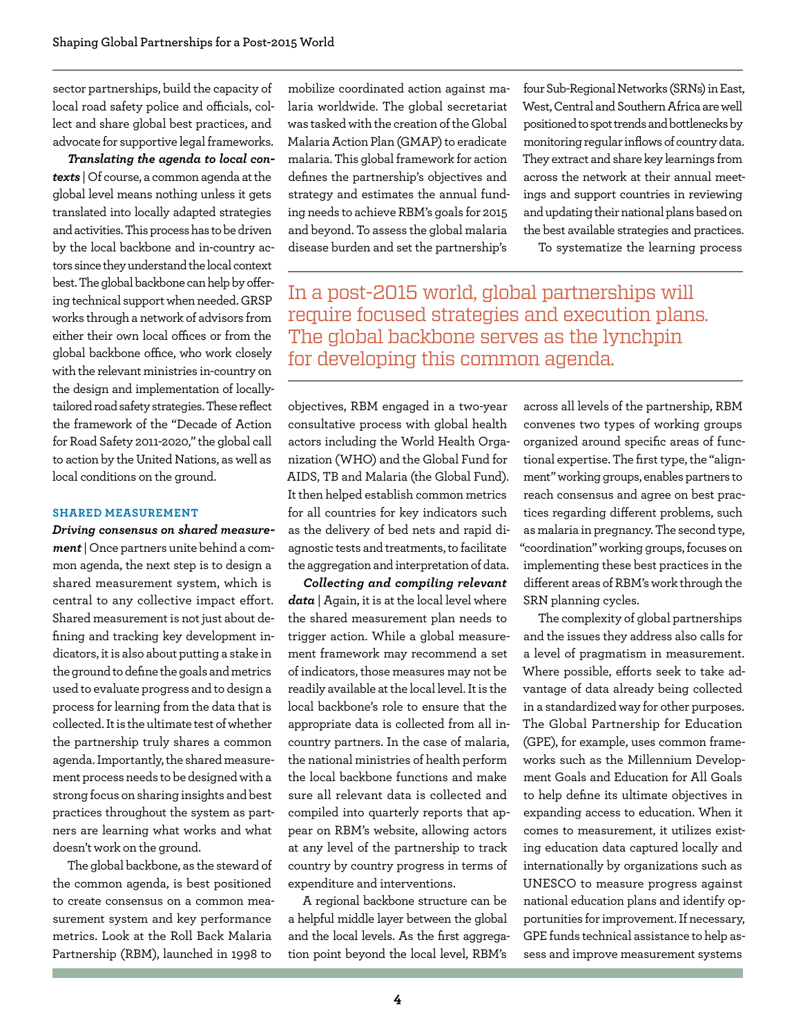sector partnerships, build the capacity of local road safety police and officials, collect and share global best practices, and advocate for supportive legal frameworks.

***Translating the agenda to local contexts*** | Of course, a common agenda at the global level means nothing unless it gets translated into locally adapted strategies and activities. This process has to be driven by the local backbone and in-country actors since they understand the local context best. The global backbone can help by offering technical support when needed. GRSP works through a network of advisors from either their own local offices or from the global backbone office, who work closely with the relevant ministries in-country on the design and implementation of locally-tailored road safety strategies. These reflect the framework of the "Decade of Action for Road Safety 2011-2020," the global call to action by the United Nations, as well as local conditions on the ground.

### SHARED MEASUREMENT

***Driving consensus on shared measurement*** | Once partners unite behind a common agenda, the next step is to design a shared measurement system, which is central to any collective impact effort. Shared measurement is not just about defining and tracking key development indicators, it is also about putting a stake in the ground to define the goals and metrics used to evaluate progress and to design a process for learning from the data that is collected. It is the ultimate test of whether the partnership truly shares a common agenda. Importantly, the shared measurement process needs to be designed with a strong focus on sharing insights and best practices throughout the system as partners are learning what works and what doesn't work on the ground.

The global backbone, as the steward of the common agenda, is best positioned to create consensus on a common measurement system and key performance metrics. Look at the Roll Back Malaria Partnership (RBM), launched in 1998 to mobilize coordinated action against malaria worldwide. The global secretariat was tasked with the creation of the Global Malaria Action Plan (GMAP) to eradicate malaria. This global framework for action defines the partnership's objectives and strategy and estimates the annual funding needs to achieve RBM's goals for 2015 and beyond. To assess the global malaria disease burden and set the partnership's objectives, RBM engaged in a two-year consultative process with global health actors including the World Health Organization (WHO) and the Global Fund for AIDS, TB and Malaria (the Global Fund). It then helped establish common metrics for all countries for key indicators such as the delivery of bed nets and rapid diagnostic tests and treatments, to facilitate the aggregation and interpretation of data.

> In a post-2015 world, global partnerships will require focused strategies and execution plans. The global backbone serves as the lynchpin for developing this common agenda.

***Collecting and compiling relevant data*** | Again, it is at the local level where the shared measurement plan needs to trigger action. While a global measurement framework may recommend a set of indicators, those measures may not be readily available at the local level. It is the local backbone's role to ensure that the appropriate data is collected from all in-country partners. In the case of malaria, the national ministries of health perform the local backbone functions and make sure all relevant data is collected and compiled into quarterly reports that appear on RBM's website, allowing actors at any level of the partnership to track country by country progress in terms of expenditure and interventions.

A regional backbone structure can be a helpful middle layer between the global and the local levels. As the first aggregation point beyond the local level, RBM's four Sub-Regional Networks (SRNs) in East, West, Central and Southern Africa are well positioned to spot trends and bottlenecks by monitoring regular inflows of country data. They extract and share key learnings from across the network at their annual meetings and support countries in reviewing and updating their national plans based on the best available strategies and practices.

To systematize the learning process across all levels of the partnership, RBM convenes two types of working groups organized around specific areas of functional expertise. The first type, the "alignment" working groups, enables partners to reach consensus and agree on best practices regarding different problems, such as malaria in pregnancy. The second type, "coordination" working groups, focuses on implementing these best practices in the different areas of RBM's work through the SRN planning cycles.

The complexity of global partnerships and the issues they address also calls for a level of pragmatism in measurement. Where possible, efforts seek to take advantage of data already being collected in a standardized way for other purposes. The Global Partnership for Education (GPE), for example, uses common frameworks such as the Millennium Development Goals and Education for All Goals to help define its ultimate objectives in expanding access to education. When it comes to measurement, it utilizes existing education data captured locally and internationally by organizations such as UNESCO to measure progress against national education plans and identify opportunities for improvement. If necessary, GPE funds technical assistance to help assess and improve measurement systems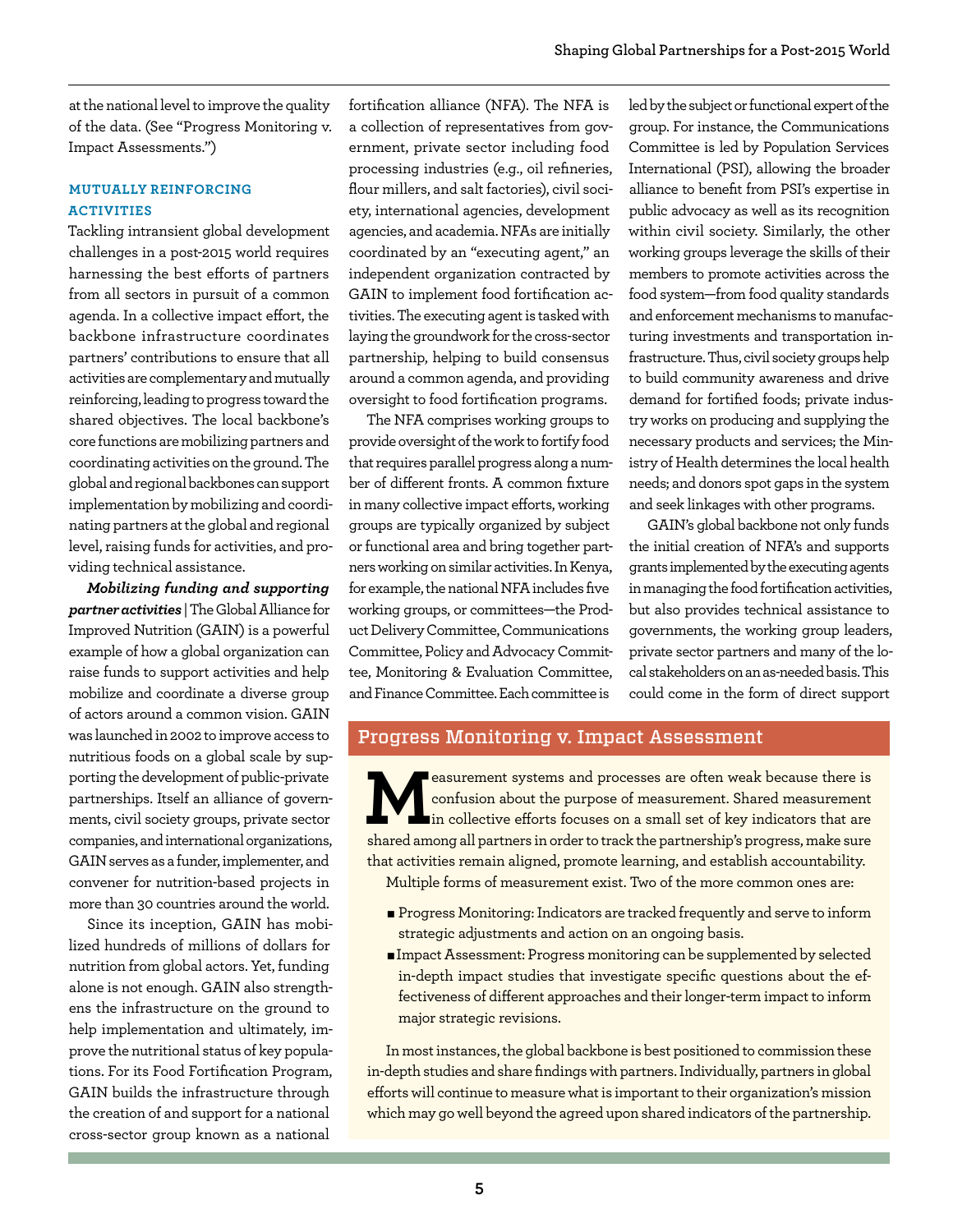at the national level to improve the quality of the data. (See "Progress Monitoring v. Impact Assessments.")

### MUTUALLY REINFORCING ACTIVITIES

Tackling intransient global development challenges in a post-2015 world requires harnessing the best efforts of partners from all sectors in pursuit of a common agenda. In a collective impact effort, the backbone infrastructure coordinates partners' contributions to ensure that all activities are complementary and mutually reinforcing, leading to progress toward the shared objectives. The local backbone's core functions are mobilizing partners and coordinating activities on the ground. The global and regional backbones can support implementation by mobilizing and coordinating partners at the global and regional level, raising funds for activities, and providing technical assistance.

***Mobilizing funding and supporting partner activities*** | The Global Alliance for Improved Nutrition (GAIN) is a powerful example of how a global organization can raise funds to support activities and help mobilize and coordinate a diverse group of actors around a common vision. GAIN was launched in 2002 to improve access to nutritious foods on a global scale by supporting the development of public-private partnerships. Itself an alliance of governments, civil society groups, private sector companies, and international organizations, GAIN serves as a funder, implementer, and convener for nutrition-based projects in more than 30 countries around the world.

Since its inception, GAIN has mobilized hundreds of millions of dollars for nutrition from global actors. Yet, funding alone is not enough. GAIN also strengthens the infrastructure on the ground to help implementation and ultimately, improve the nutritional status of key populations. For its Food Fortification Program, GAIN builds the infrastructure through the creation of and support for a national cross-sector group known as a national fortification alliance (NFA). The NFA is a collection of representatives from government, private sector including food processing industries (e.g., oil refineries, flour millers, and salt factories), civil society, international agencies, development agencies, and academia. NFAs are initially coordinated by an "executing agent," an independent organization contracted by GAIN to implement food fortification activities. The executing agent is tasked with laying the groundwork for the cross-sector partnership, helping to build consensus around a common agenda, and providing oversight to food fortification programs.

The NFA comprises working groups to provide oversight of the work to fortify food that requires parallel progress along a number of different fronts. A common fixture in many collective impact efforts, working groups are typically organized by subject or functional area and bring together partners working on similar activities. In Kenya, for example, the national NFA includes five working groups, or committees—the Product Delivery Committee, Communications Committee, Policy and Advocacy Committee, Monitoring & Evaluation Committee, and Finance Committee. Each committee is led by the subject or functional expert of the group. For instance, the Communications Committee is led by Population Services International (PSI), allowing the broader alliance to benefit from PSI's expertise in public advocacy as well as its recognition within civil society. Similarly, the other working groups leverage the skills of their members to promote activities across the food system—from food quality standards and enforcement mechanisms to manufacturing investments and transportation infrastructure. Thus, civil society groups help to build community awareness and drive demand for fortified foods; private industry works on producing and supplying the necessary products and services; the Ministry of Health determines the local health needs; and donors spot gaps in the system and seek linkages with other programs.

GAIN's global backbone not only funds the initial creation of NFA's and supports grants implemented by the executing agents in managing the food fortification activities, but also provides technical assistance to governments, the working group leaders, private sector partners and many of the local stakeholders on an as-needed basis. This could come in the form of direct support

## Progress Monitoring v. Impact Assessment

Measurement systems and processes are often weak because there is confusion about the purpose of measurement. Shared measurement in collective efforts focuses on a small set of key indicators that are shared among all partners in order to track the partnership's progress, make sure that activities remain aligned, promote learning, and establish accountability.

Multiple forms of measurement exist. Two of the more common ones are:

- Progress Monitoring: Indicators are tracked frequently and serve to inform strategic adjustments and action on an ongoing basis.
- Impact Assessment: Progress monitoring can be supplemented by selected in-depth impact studies that investigate specific questions about the effectiveness of different approaches and their longer-term impact to inform major strategic revisions.

In most instances, the global backbone is best positioned to commission these in-depth studies and share findings with partners. Individually, partners in global efforts will continue to measure what is important to their organization's mission which may go well beyond the agreed upon shared indicators of the partnership.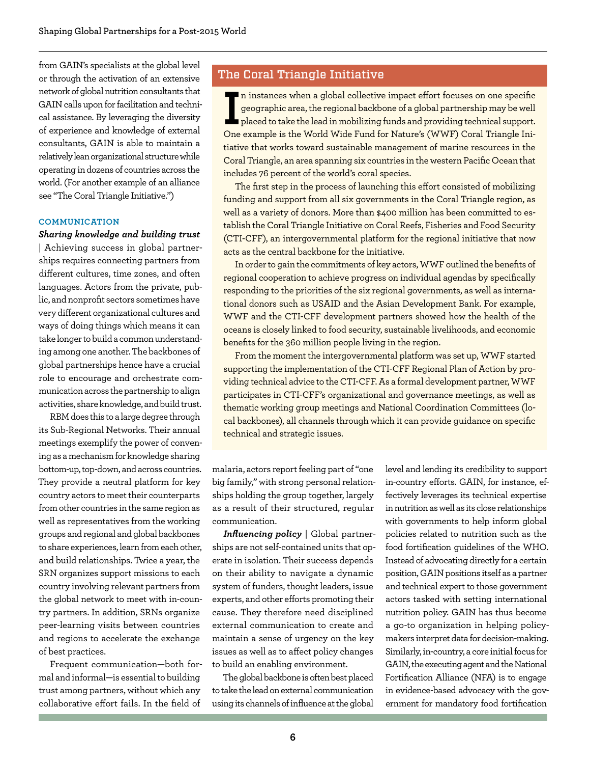from GAIN's specialists at the global level or through the activation of an extensive network of global nutrition consultants that GAIN calls upon for facilitation and technical assistance. By leveraging the diversity of experience and knowledge of external consultants, GAIN is able to maintain a relatively lean organizational structure while operating in dozens of countries across the world. (For another example of an alliance see "The Coral Triangle Initiative.")

### COMMUNICATION

***Sharing knowledge and building trust*** | Achieving success in global partnerships requires connecting partners from different cultures, time zones, and often languages. Actors from the private, public, and nonprofit sectors sometimes have very different organizational cultures and ways of doing things which means it can take longer to build a common understanding among one another. The backbones of global partnerships hence have a crucial role to encourage and orchestrate communication across the partnership to align activities, share knowledge, and build trust.

RBM does this to a large degree through its Sub-Regional Networks. Their annual meetings exemplify the power of convening as a mechanism for knowledge sharing bottom-up, top-down, and across countries. They provide a neutral platform for key country actors to meet their counterparts from other countries in the same region as well as representatives from the working groups and regional and global backbones to share experiences, learn from each other, and build relationships. Twice a year, the SRN organizes support missions to each country involving relevant partners from the global network to meet with in-country partners. In addition, SRNs organize peer-learning visits between countries and regions to accelerate the exchange of best practices.

Frequent communication—both formal and informal—is essential to building trust among partners, without which any collaborative effort fails. In the field of malaria, actors report feeling part of "one big family," with strong personal relationships holding the group together, largely as a result of their structured, regular communication.

***Influencing policy*** | Global partnerships are not self-contained units that operate in isolation. Their success depends on their ability to navigate a dynamic system of funders, thought leaders, issue experts, and other efforts promoting their cause. They therefore need disciplined external communication to create and maintain a sense of urgency on the key issues as well as to affect policy changes to build an enabling environment.

The global backbone is often best placed to take the lead on external communication using its channels of influence at the global level and lending its credibility to support in-country efforts. GAIN, for instance, effectively leverages its technical expertise in nutrition as well as its close relationships with governments to help inform global policies related to nutrition such as the food fortification guidelines of the WHO. Instead of advocating directly for a certain position, GAIN positions itself as a partner and technical expert to those government actors tasked with setting international nutrition policy. GAIN has thus become a go-to organization in helping policymakers interpret data for decision-making. Similarly, in-country, a core initial focus for GAIN, the executing agent and the National Fortification Alliance (NFA) is to engage in evidence-based advocacy with the government for mandatory food fortification

## The Coral Triangle Initiative

In instances when a global collective impact effort focuses on one specific geographic area, the regional backbone of a global partnership may be well placed to take the lead in mobilizing funds and providing technical support. One example is the World Wide Fund for Nature's (WWF) Coral Triangle Initiative that works toward sustainable management of marine resources in the Coral Triangle, an area spanning six countries in the western Pacific Ocean that includes 76 percent of the world's coral species.

The first step in the process of launching this effort consisted of mobilizing funding and support from all six governments in the Coral Triangle region, as well as a variety of donors. More than $400 million has been committed to establish the Coral Triangle Initiative on Coral Reefs, Fisheries and Food Security (CTI-CFF), an intergovernmental platform for the regional initiative that now acts as the central backbone for the initiative.

In order to gain the commitments of key actors, WWF outlined the benefits of regional cooperation to achieve progress on individual agendas by specifically responding to the priorities of the six regional governments, as well as international donors such as USAID and the Asian Development Bank. For example, WWF and the CTI-CFF development partners showed how the health of the oceans is closely linked to food security, sustainable livelihoods, and economic benefits for the 360 million people living in the region.

From the moment the intergovernmental platform was set up, WWF started supporting the implementation of the CTI-CFF Regional Plan of Action by providing technical advice to the CTI-CFF. As a formal development partner, WWF participates in CTI-CFF's organizational and governance meetings, as well as thematic working group meetings and National Coordination Committees (local backbones), all channels through which it can provide guidance on specific technical and strategic issues.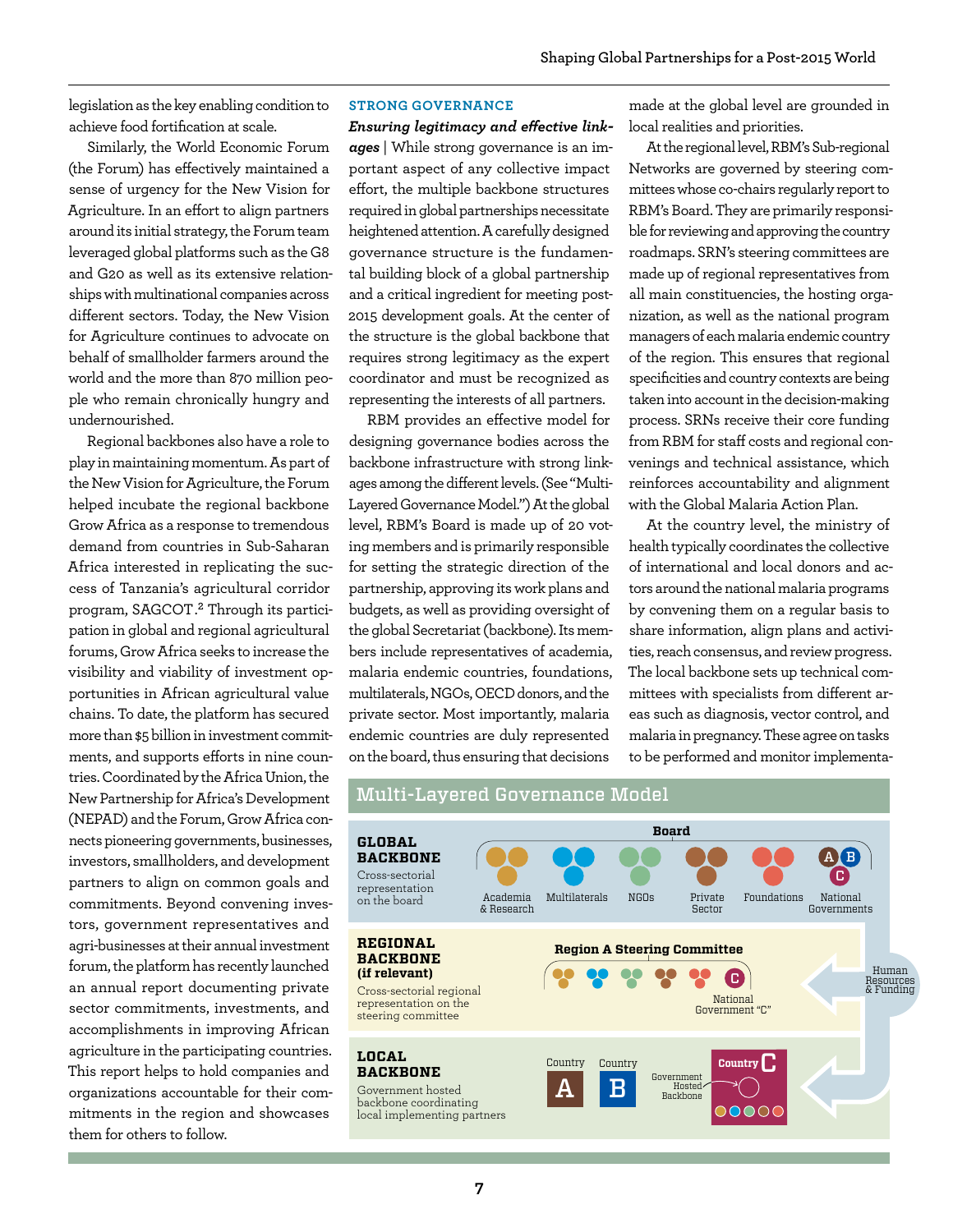legislation as the key enabling condition to achieve food fortification at scale.

Similarly, the World Economic Forum (the Forum) has effectively maintained a sense of urgency for the New Vision for Agriculture. In an effort to align partners around its initial strategy, the Forum team leveraged global platforms such as the G8 and G20 as well as its extensive relationships with multinational companies across different sectors. Today, the New Vision for Agriculture continues to advocate on behalf of smallholder farmers around the world and the more than 870 million people who remain chronically hungry and undernourished.

Regional backbones also have a role to play in maintaining momentum. As part of the New Vision for Agriculture, the Forum helped incubate the regional backbone Grow Africa as a response to tremendous demand from countries in Sub-Saharan Africa interested in replicating the success of Tanzania's agricultural corridor program, SAGCOT.[2] Through its participation in global and regional agricultural forums, Grow Africa seeks to increase the visibility and viability of investment opportunities in African agricultural value chains. To date, the platform has secured more than $5 billion in investment commitments, and supports efforts in nine countries. Coordinated by the Africa Union, the New Partnership for Africa's Development (NEPAD) and the Forum, Grow Africa connects pioneering governments, businesses, investors, smallholders, and development partners to align on common goals and commitments. Beyond convening investors, government representatives and agri-businesses at their annual investment forum, the platform has recently launched an annual report documenting private sector commitments, investments, and accomplishments in improving African agriculture in the participating countries. This report helps to hold companies and organizations accountable for their commitments in the region and showcases them for others to follow.

## STRONG GOVERNANCE

***Ensuring legitimacy and effective linkages*** | While strong governance is an important aspect of any collective impact effort, the multiple backbone structures required in global partnerships necessitate heightened attention. A carefully designed governance structure is the fundamental building block of a global partnership and a critical ingredient for meeting post-2015 development goals. At the center of the structure is the global backbone that requires strong legitimacy as the expert coordinator and must be recognized as representing the interests of all partners.

RBM provides an effective model for designing governance bodies across the backbone infrastructure with strong linkages among the different levels. (See "Multi-Layered Governance Model.") At the global level, RBM's Board is made up of 20 voting members and is primarily responsible for setting the strategic direction of the partnership, approving its work plans and budgets, as well as providing oversight of the global Secretariat (backbone). Its members include representatives of academia, malaria endemic countries, foundations, multilaterals, NGOs, OECD donors, and the private sector. Most importantly, malaria endemic countries are duly represented on the board, thus ensuring that decisions made at the global level are grounded in local realities and priorities.

At the regional level, RBM's Sub-regional Networks are governed by steering committees whose co-chairs regularly report to RBM's Board. They are primarily responsible for reviewing and approving the country roadmaps. SRN's steering committees are made up of regional representatives from all main constituencies, the hosting organization, as well as the national program managers of each malaria endemic country of the region. This ensures that regional specificities and country contexts are being taken into account in the decision-making process. SRNs receive their core funding from RBM for staff costs and regional convenings and technical assistance, which reinforces accountability and alignment with the Global Malaria Action Plan.

At the country level, the ministry of health typically coordinates the collective of international and local donors and actors around the national malaria programs by convening them on a regular basis to share information, align plans and activities, reach consensus, and review progress. The local backbone sets up technical committees with specialists from different areas such as diagnosis, vector control, and malaria in pregnancy. These agree on tasks to be performed and monitor implementa-

### Multi-Layered Governance Model

**GLOBAL BACKBONE**
Cross-sectorial representation on the board

Board: Academia & Research; Multilaterals; NGOs; Private Sector; Foundations; National Governments (A, B, C)

**REGIONAL BACKBONE (if relevant)**
Cross-sectorial regional representation on the steering committee

Region A Steering Committee: National Government "C"

**LOCAL BACKBONE**
Government hosted backbone coordinating local implementing partners

Country A; Country B; Country C — Government Hosted Backbone

Human Resources & Funding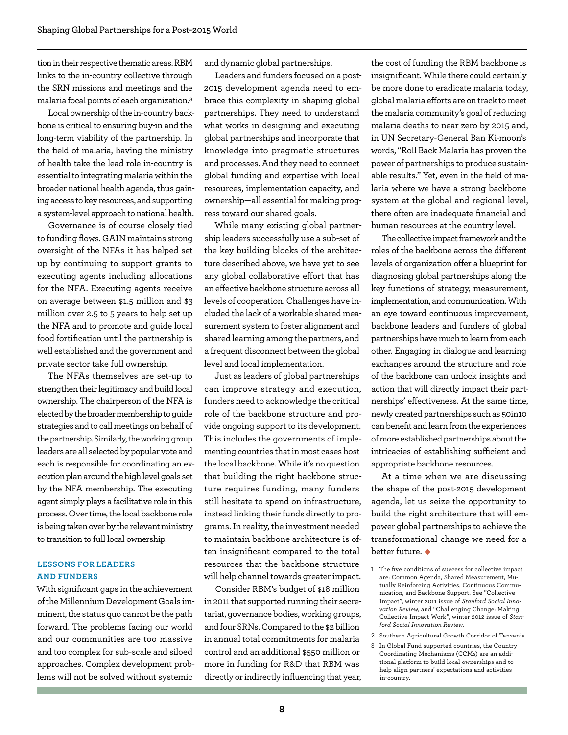tion in their respective thematic areas. RBM links to the in-country collective through the SRN missions and meetings and the malaria focal points of each organization.[3]

Local ownership of the in-country backbone is critical to ensuring buy-in and the long-term viability of the partnership. In the field of malaria, having the ministry of health take the lead role in-country is essential to integrating malaria within the broader national health agenda, thus gaining access to key resources, and supporting a system-level approach to national health.

Governance is of course closely tied to funding flows. GAIN maintains strong oversight of the NFAs it has helped set up by continuing to support grants to executing agents including allocations for the NFA. Executing agents receive on average between $1.5 million and $3 million over 2.5 to 5 years to help set up the NFA and to promote and guide local food fortification until the partnership is well established and the government and private sector take full ownership.

The NFAs themselves are set-up to strengthen their legitimacy and build local ownership. The chairperson of the NFA is elected by the broader membership to guide strategies and to call meetings on behalf of the partnership. Similarly, the working group leaders are all selected by popular vote and each is responsible for coordinating an execution plan around the high level goals set by the NFA membership. The executing agent simply plays a facilitative role in this process. Over time, the local backbone role is being taken over by the relevant ministry to transition to full local ownership.

### LESSONS FOR LEADERS AND FUNDERS

With significant gaps in the achievement of the Millennium Development Goals imminent, the status quo cannot be the path forward. The problems facing our world and our communities are too massive and too complex for sub-scale and siloed approaches. Complex development problems will not be solved without systemic and dynamic global partnerships.

Leaders and funders focused on a post-2015 development agenda need to embrace this complexity in shaping global partnerships. They need to understand what works in designing and executing global partnerships and incorporate that knowledge into pragmatic structures and processes. And they need to connect global funding and expertise with local resources, implementation capacity, and ownership—all essential for making progress toward our shared goals.

While many existing global partnership leaders successfully use a sub-set of the key building blocks of the architecture described above, we have yet to see any global collaborative effort that has an effective backbone structure across all levels of cooperation. Challenges have included the lack of a workable shared measurement system to foster alignment and shared learning among the partners, and a frequent disconnect between the global level and local implementation.

Just as leaders of global partnerships can improve strategy and execution, funders need to acknowledge the critical role of the backbone structure and provide ongoing support to its development. This includes the governments of implementing countries that in most cases host the local backbone. While it's no question that building the right backbone structure requires funding, many funders still hesitate to spend on infrastructure, instead linking their funds directly to programs. In reality, the investment needed to maintain backbone architecture is often insignificant compared to the total resources that the backbone structure will help channel towards greater impact.

Consider RBM's budget of $18 million in 2011 that supported running their secretariat, governance bodies, working groups, and four SRNs. Compared to the $2 billion in annual total commitments for malaria control and an additional $550 million or more in funding for R&D that RBM was directly or indirectly influencing that year, the cost of funding the RBM backbone is insignificant. While there could certainly be more done to eradicate malaria today, global malaria efforts are on track to meet the malaria community's goal of reducing malaria deaths to near zero by 2015 and, in UN Secretary-General Ban Ki-moon's words, "Roll Back Malaria has proven the power of partnerships to produce sustainable results." Yet, even in the field of malaria where we have a strong backbone system at the global and regional level, there often are inadequate financial and human resources at the country level.

The collective impact framework and the roles of the backbone across the different levels of organization offer a blueprint for diagnosing global partnerships along the key functions of strategy, measurement, implementation, and communication. With an eye toward continuous improvement, backbone leaders and funders of global partnerships have much to learn from each other. Engaging in dialogue and learning exchanges around the structure and role of the backbone can unlock insights and action that will directly impact their partnerships' effectiveness. At the same time, newly created partnerships such as 50in10 can benefit and learn from the experiences of more established partnerships about the intricacies of establishing sufficient and appropriate backbone resources.

At a time when we are discussing the shape of the post-2015 development agenda, let us seize the opportunity to build the right architecture that will empower global partnerships to achieve the transformational change we need for a better future. ◆

1 The five conditions of success for collective impact are: Common Agenda, Shared Measurement, Mutually Reinforcing Activities, Continuous Communication, and Backbone Support. See "Collective Impact", winter 2011 issue of *Stanford Social Innovation Review*, and "Challenging Change: Making Collective Impact Work", winter 2012 issue of *Stanford Social Innovation Review*.

2 Southern Agricultural Growth Corridor of Tanzania

3 In Global Fund supported countries, the Country Coordinating Mechanisms (CCMs) are an additional platform to build local ownerships and to help align partners' expectations and activities in-country.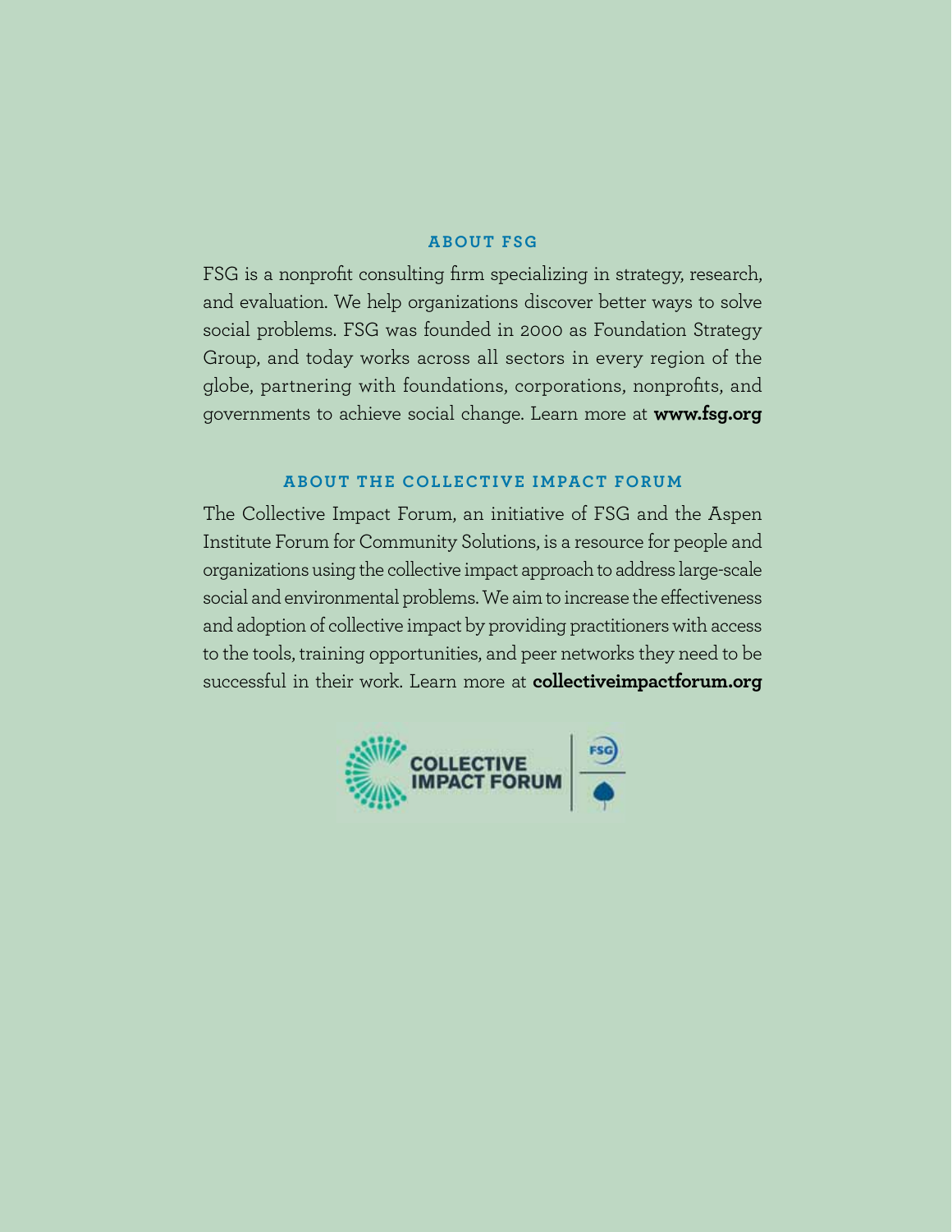## ABOUT FSG

FSG is a nonprofit consulting firm specializing in strategy, research, and evaluation. We help organizations discover better ways to solve social problems. FSG was founded in 2000 as Foundation Strategy Group, and today works across all sectors in every region of the globe, partnering with foundations, corporations, nonprofits, and governments to achieve social change. Learn more at **www.fsg.org**

## ABOUT THE COLLECTIVE IMPACT FORUM

The Collective Impact Forum, an initiative of FSG and the Aspen Institute Forum for Community Solutions, is a resource for people and organizations using the collective impact approach to address large-scale social and environmental problems. We aim to increase the effectiveness and adoption of collective impact by providing practitioners with access to the tools, training opportunities, and peer networks they need to be successful in their work. Learn more at **collectiveimpactforum.org**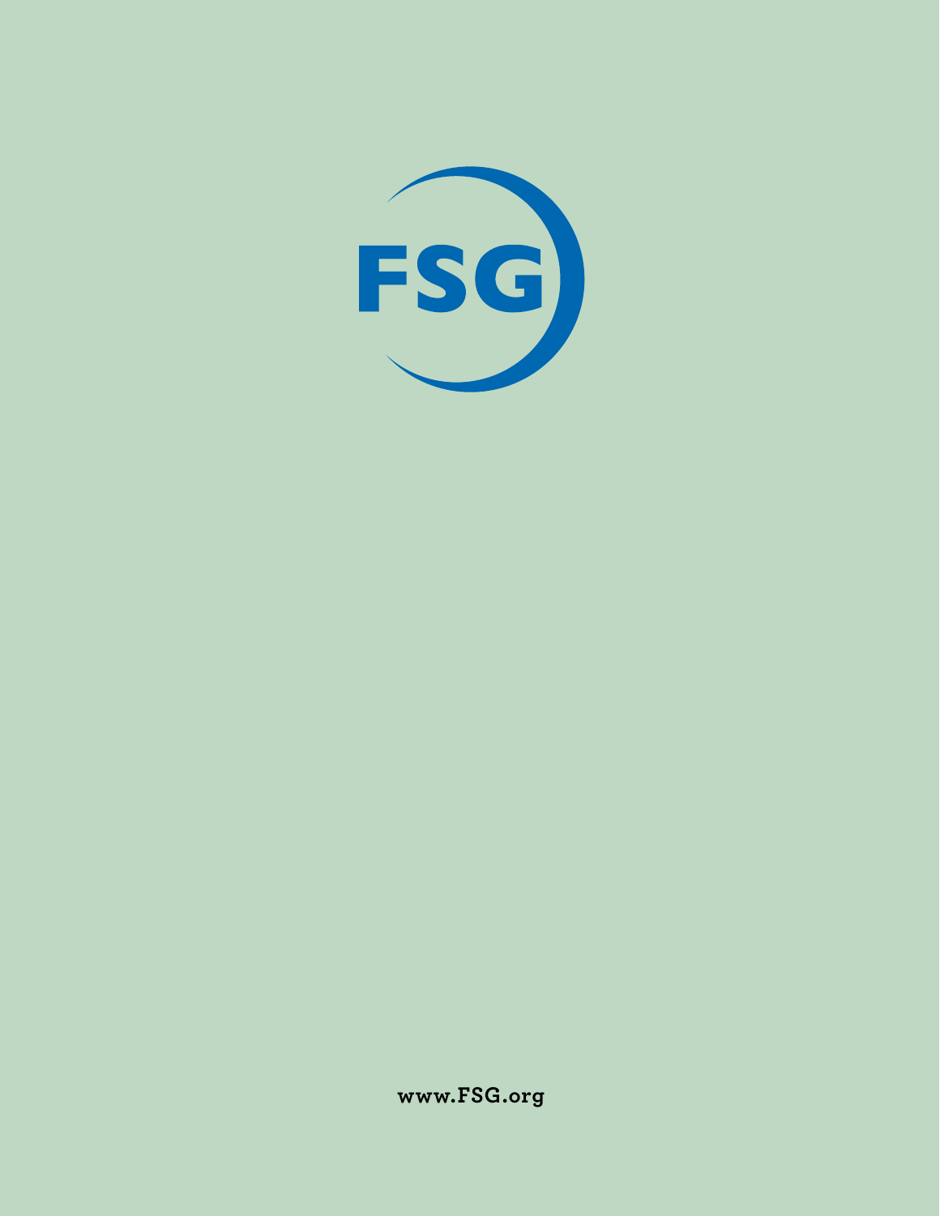FSG

www.FSG.org